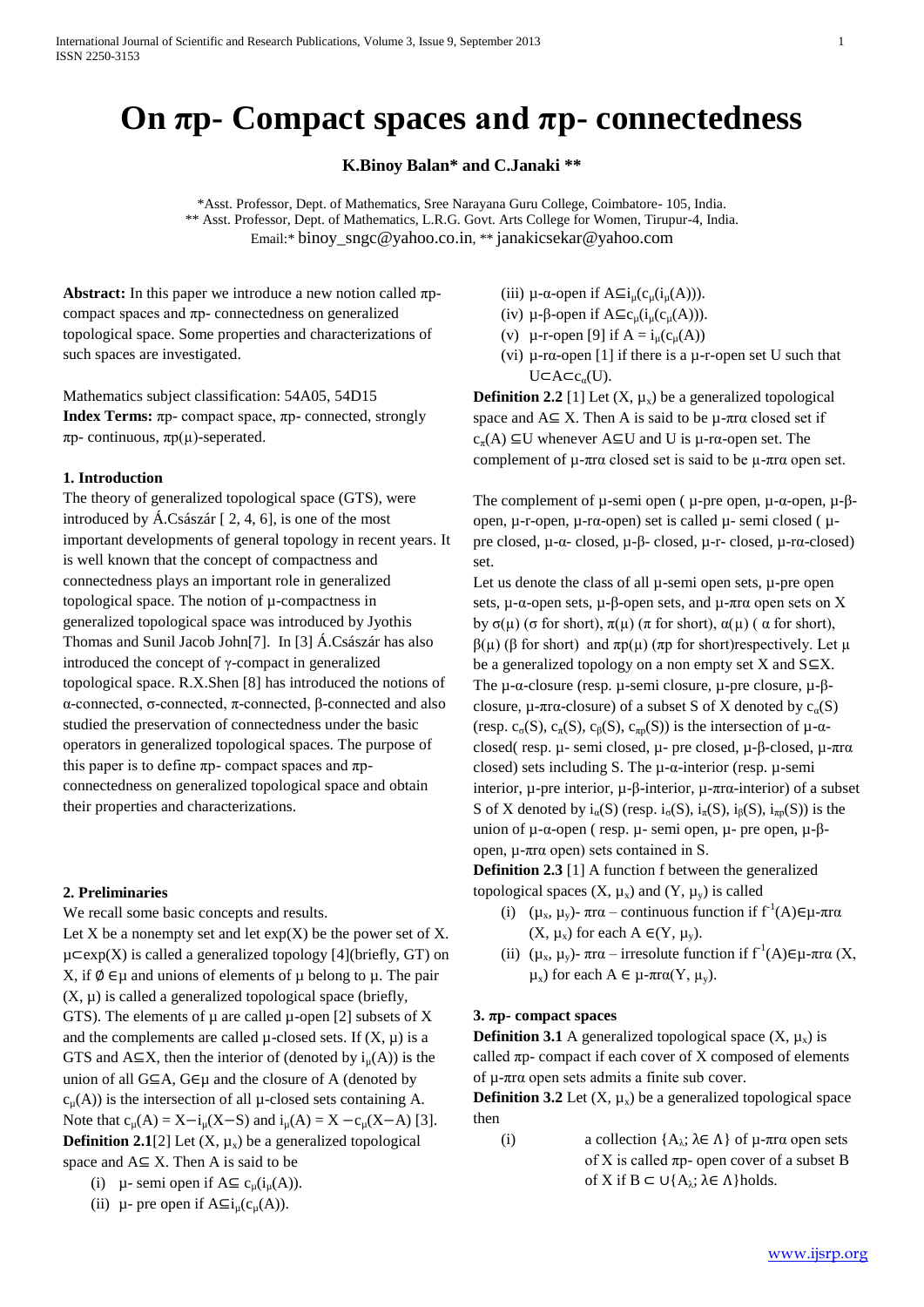# On πp- Compact spaces and πp- connectedness

**K.Binoy Balan\* and C.Janaki \*\***

\*Asst. Professor, Dept. of Mathematics, Sree Narayana Guru College, Coimbatore- 105, India.
\*\* Asst. Professor, Dept. of Mathematics, L.R.G. Govt. Arts College for Women, Tirupur-4, India.
Email:\* binoy_sngc@yahoo.co.in, \*\* janakicsekar@yahoo.com

**Abstract:** In this paper we introduce a new notion called πp-compact spaces and πp- connectedness on generalized topological space. Some properties and characterizations of such spaces are investigated.

Mathematics subject classification: 54A05, 54D15

**Index Terms:** πp- compact space, πp- connected, strongly πp- continuous, πp(μ)-seperated.

## 1. Introduction

The theory of generalized topological space (GTS), were introduced by Á.Császár [ 2, 4, 6], is one of the most important developments of general topology in recent years. It is well known that the concept of compactness and connectedness plays an important role in generalized topological space. The notion of μ-compactness in generalized topological space was introduced by Jyothis Thomas and Sunil Jacob John[7]. In [3] Á.Császár has also introduced the concept of γ-compact in generalized topological space. R.X.Shen [8] has introduced the notions of α-connected, σ-connected, π-connected, β-connected and also studied the preservation of connectedness under the basic operators in generalized topological spaces. The purpose of this paper is to define πp- compact spaces and πp-connectedness on generalized topological space and obtain their properties and characterizations.

## 2. Preliminaries

We recall some basic concepts and results.

Let X be a nonempty set and let $\exp(X)$ be the power set of X. $\mu\subset\exp(X)$ is called a generalized topology [4](briefly, GT) on X, if $\emptyset\in\mu$ and unions of elements of μ belong to μ. The pair (X, μ) is called a generalized topological space (briefly, GTS). The elements of μ are called μ-open [2] subsets of X and the complements are called μ-closed sets. If (X, μ) is a GTS and $A\subseteq X$, then the interior of (denoted by $i_\mu(A)$) is the union of all $G\subseteq A$, $G\in\mu$ and the closure of A (denoted by $c_\mu(A)$) is the intersection of all μ-closed sets containing A. Note that $c_\mu(A) = X-i_\mu(X-S)$ and $i_\mu(A) = X-c_\mu(X-A)$ [3].

**Definition 2.1**[2] Let $(X, \mu_x)$ be a generalized topological space and $A\subseteq X$. Then A is said to be

(i) μ- semi open if $A\subseteq c_\mu(i_\mu(A))$.
(ii) μ- pre open if $A\subseteq i_\mu(c_\mu(A))$.
(iii) μ-α-open if $A\subseteq i_\mu(c_\mu(i_\mu(A)))$.
(iv) μ-β-open if $A\subseteq c_\mu(i_\mu(c_\mu(A)))$.
(v) μ-r-open [9] if $A = i_\mu(c_\mu(A))$
(vi) μ-rα-open [1] if there is a μ-r-open set U such that $U\subset A\subset c_\alpha(U)$.

**Definition 2.2** [1] Let $(X, \mu_x)$ be a generalized topological space and $A\subseteq X$. Then A is said to be μ-πrα closed set if $c_\pi(A)\subseteq U$ whenever $A\subseteq U$ and U is μ-rα-open set. The complement of μ-πrα closed set is said to be μ-πrα open set.

The complement of μ-semi open ( μ-pre open, μ-α-open, μ-β-open, μ-r-open, μ-rα-open) set is called μ- semi closed ( μ-pre closed, μ-α- closed, μ-β- closed, μ-r- closed, μ-rα-closed) set.

Let us denote the class of all μ-semi open sets, μ-pre open sets, μ-α-open sets, μ-β-open sets, and μ-πrα open sets on X by σ(μ) (σ for short), π(μ) (π for short), α(μ) ( α for short), β(μ) (β for short) and πp(μ) (πp for short)respectively. Let μ be a generalized topology on a non empty set X and $S\subseteq X$. The μ-α-closure (resp. μ-semi closure, μ-pre closure, μ-β-closure, μ-πrα-closure) of a subset S of X denoted by $c_\alpha(S)$ (resp. $c_\sigma(S)$, $c_\pi(S)$, $c_\beta(S)$, $c_{\pi p}(S)$) is the intersection of μ-α-closed( resp. μ- semi closed, μ- pre closed, μ-β-closed, μ-πrα closed) sets including S. The μ-α-interior (resp. μ-semi interior, μ-pre interior, μ-β-interior, μ-πrα-interior) of a subset S of X denoted by $i_\alpha(S)$ (resp. $i_\sigma(S)$, $i_\pi(S)$, $i_\beta(S)$, $i_{\pi p}(S)$) is the union of μ-α-open ( resp. μ- semi open, μ- pre open, μ-β-open, μ-πrα open) sets contained in S.

**Definition 2.3** [1] A function f between the generalized topological spaces $(X, \mu_x)$ and $(Y, \mu_y)$ is called

(i) $(\mu_x, \mu_y)$- πrα – continuous function if $f^{-1}(A)\in$μ-πrα $(X, \mu_x)$ for each $A \in(Y, \mu_y)$.
(ii) $(\mu_x, \mu_y)$- πrα – irresolute function if $f^{-1}(A)\in$μ-πrα $(X, \mu_x)$ for each $A \in$ μ-πrα$(Y, \mu_y)$.

## 3. πp- compact spaces

**Definition 3.1** A generalized topological space $(X, \mu_x)$ is called πp- compact if each cover of X composed of elements of μ-πrα open sets admits a finite sub cover.

**Definition 3.2** Let $(X, \mu_x)$ be a generalized topological space then

(i) a collection $\{A_\lambda; \lambda\in \Lambda\}$ of μ-πrα open sets of X is called πp- open cover of a subset B of X if $B \subset \cup\{A_\lambda; \lambda\in \Lambda\}$holds.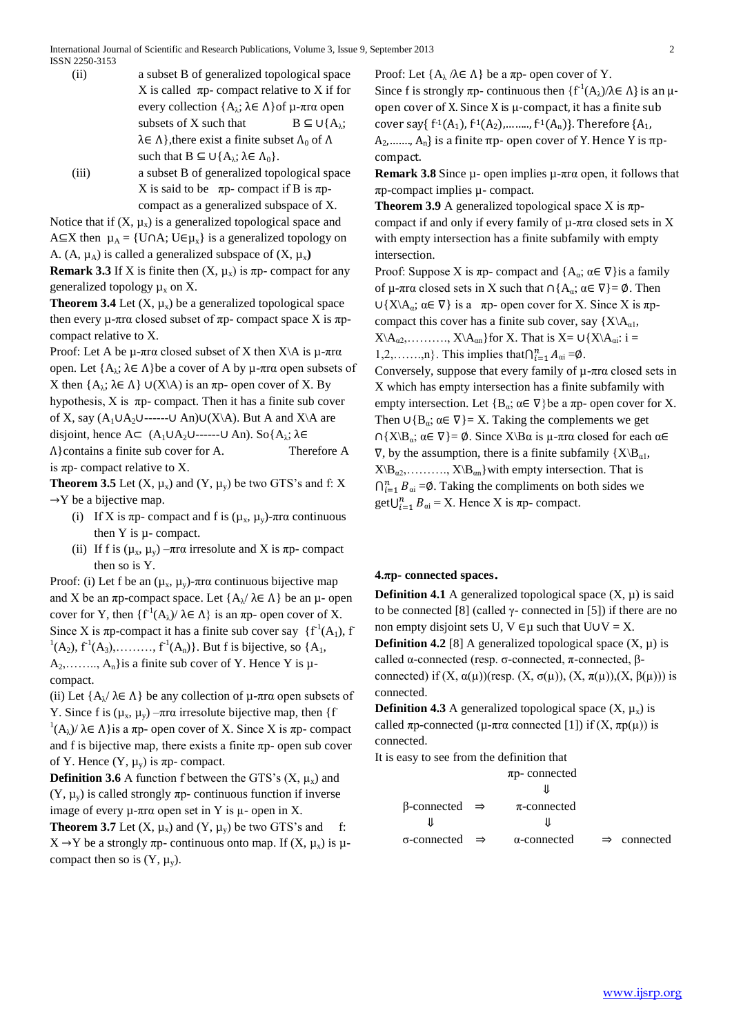(ii) a subset B of generalized topological space X is called πp- compact relative to X if for every collection $\{A_\lambda; \lambda \in \Lambda\}$ of μ-πrα open subsets of X such that $B \subseteq \cup\{A_\lambda; \lambda \in \Lambda\}$, there exist a finite subset $\Lambda_0$ of Λ such that $B \subseteq \cup\{A_\lambda; \lambda \in \Lambda_0\}$.

(iii) a subset B of generalized topological space X is said to be πp- compact if B is πp-compact as a generalized subspace of X.

Notice that if $(X, \mu_x)$ is a generalized topological space and $A \subseteq X$ then $\mu_A = \{U \cap A; U \in \mu_x\}$ is a generalized topology on A. $(A, \mu_A)$ is called a generalized subspace of $(X, \mu_x)$

**Remark 3.3** If X is finite then $(X, \mu_x)$ is πp- compact for any generalized topology $\mu_x$ on X.

**Theorem 3.4** Let $(X, \mu_x)$ be a generalized topological space then every μ-πrα closed subset of πp- compact space X is πp-compact relative to X.

Proof: Let A be μ-πrα closed subset of X then X\A is μ-πrα open. Let $\{A_\lambda; \lambda \in \Lambda\}$ be a cover of A by μ-πrα open subsets of X then $\{A_\lambda; \lambda \in \Lambda\} \cup (X \setminus A)$ is an πp- open cover of X. By hypothesis, X is πp- compact. Then it has a finite sub cover of X, say $(A_1 \cup A_2 \cup \text{------} \cup A_n) \cup (X \setminus A)$. But A and X\A are disjoint, hence $A \subset (A_1 \cup A_2 \cup \text{------} \cup A_n)$. So $\{A_\lambda; \lambda \in \Lambda\}$ contains a finite sub cover for A. Therefore A is πp- compact relative to X.

**Theorem 3.5** Let $(X, \mu_x)$ and $(Y, \mu_y)$ be two GTS's and $f: X \rightarrow Y$ be a bijective map.

(i) If X is πp- compact and f is $(\mu_x, \mu_y)$-πrα continuous then Y is μ- compact.

(ii) If f is $(\mu_x, \mu_y)$ –πrα irresolute and X is πp- compact then so is Y.

Proof: (i) Let f be an $(\mu_x, \mu_y)$-πrα continuous bijective map and X be an πp-compact space. Let $\{A_\lambda / \lambda \in \Lambda\}$ be an μ- open cover for Y, then $\{f^{-1}(A_\lambda) / \lambda \in \Lambda\}$ is an πp- open cover of X. Since X is πp-compact it has a finite sub cover say $\{f^{-1}(A_1), f^{-1}(A_2), f^{-1}(A_3), \ldots\ldots\ldots, f^{-1}(A_n)\}$. But f is bijective, so $\{A_1, A_2, \ldots\ldots, A_n\}$ is a finite sub cover of Y. Hence Y is μ-compact.

(ii) Let $\{A_\lambda / \lambda \in \Lambda\}$ be any collection of μ-πrα open subsets of Y. Since f is $(\mu_x, \mu_y)$ –πrα irresolute bijective map, then $\{f^{-1}(A_\lambda) / \lambda \in \Lambda\}$ is a πp- open cover of X. Since X is πp- compact and f is bijective map, there exists a finite πp- open sub cover of Y. Hence $(Y, \mu_y)$ is πp- compact.

**Definition 3.6** A function f between the GTS's $(X, \mu_x)$ and $(Y, \mu_y)$ is called strongly πp- continuous function if inverse image of every μ-πrα open set in Y is μ- open in X.

**Theorem 3.7** Let $(X, \mu_x)$ and $(Y, \mu_y)$ be two GTS's and $f: X \rightarrow Y$ be a strongly πp- continuous onto map. If $(X, \mu_x)$ is μ-compact then so is $(Y, \mu_y)$.

Proof: Let $\{A_\lambda / \lambda \in \Lambda\}$ be a πp- open cover of Y. Since f is strongly πp- continuous then $\{f^{-1}(A_\lambda) / \lambda \in \Lambda\}$ is an μ-open cover of X. Since X is μ-compact, it has a finite sub cover say$\{f^{-1}(A_1), f^{-1}(A_2), \ldots\ldots\ldots, f^{-1}(A_n)\}$. Therefore $\{A_1, A_2, \ldots\ldots, A_n\}$ is a finite πp- open cover of Y. Hence Y is πp-compact.

**Remark 3.8** Since μ- open implies μ-πrα open, it follows that πp-compact implies μ- compact.

**Theorem 3.9** A generalized topological space X is πp-compact if and only if every family of μ-πrα closed sets in X with empty intersection has a finite subfamily with empty intersection.

Proof: Suppose X is πp- compact and $\{A_\alpha; \alpha \in \nabla\}$ is a family of μ-πrα closed sets in X such that $\cap\{A_\alpha; \alpha \in \nabla\} = \emptyset$. Then $\cup\{X \setminus A_\alpha; \alpha \in \nabla\}$ is a πp- open cover for X. Since X is πp-compact this cover has a finite sub cover, say $\{X \setminus A_{\alpha 1}, X \setminus A_{\alpha 2}, \ldots\ldots\ldots\ldots, X \setminus A_{\alpha n}\}$ for X. That is $X = \cup\{X \setminus A_{\alpha i}: i = 1,2,\ldots\ldots\ldots,n\}$. This implies that $\bigcap_{i=1}^{n} A_{\alpha i} = \emptyset$.

Conversely, suppose that every family of μ-πrα closed sets in X which has empty intersection has a finite subfamily with empty intersection. Let $\{B_\alpha; \alpha \in \nabla\}$ be a πp- open cover for X. Then $\cup\{B_\alpha; \alpha \in \nabla\} = X$. Taking the complements we get $\cap\{X \setminus B_\alpha; \alpha \in \nabla\} = \emptyset$. Since $X \setminus B\alpha$ is μ-πrα closed for each $\alpha \in \nabla$, by the assumption, there is a finite subfamily $\{X \setminus B_{\alpha 1}, X \setminus B_{\alpha 2}, \ldots\ldots\ldots\ldots, X \setminus B_{\alpha n}\}$ with empty intersection. That is $\bigcap_{i=1}^{n} B_{\alpha i} = \emptyset$. Taking the compliments on both sides we get $\bigcup_{i=1}^{n} B_{\alpha i} = X$. Hence X is πp- compact.

## 4. πp- connected spaces.

**Definition 4.1** A generalized topological space (X, μ) is said to be connected [8] (called γ- connected in [5]) if there are no non empty disjoint sets $U, V \in \mu$ such that $U \cup V = X$.

**Definition 4.2** [8] A generalized topological space (X, μ) is called α-connected (resp. σ-connected, π-connected, β-connected) if (X, α(μ))(resp. (X, σ(μ)), (X, π(μ)),(X, β(μ))) is connected.

**Definition 4.3** A generalized topological space $(X, \mu_x)$ is called πp-connected (μ-πrα connected [1]) if (X, πp(μ)) is connected.

It is easy to see from the definition that

$$
\begin{array}{ccccc}
 & & \pi p\text{- connected} & & \\
 & & \Downarrow & & \\
\beta\text{-connected} & \Rightarrow & \pi\text{-connected} & & \\
\Downarrow & & \Downarrow & & \\
\sigma\text{-connected} & \Rightarrow & \alpha\text{-connected} & \Rightarrow & \text{connected}
\end{array}
$$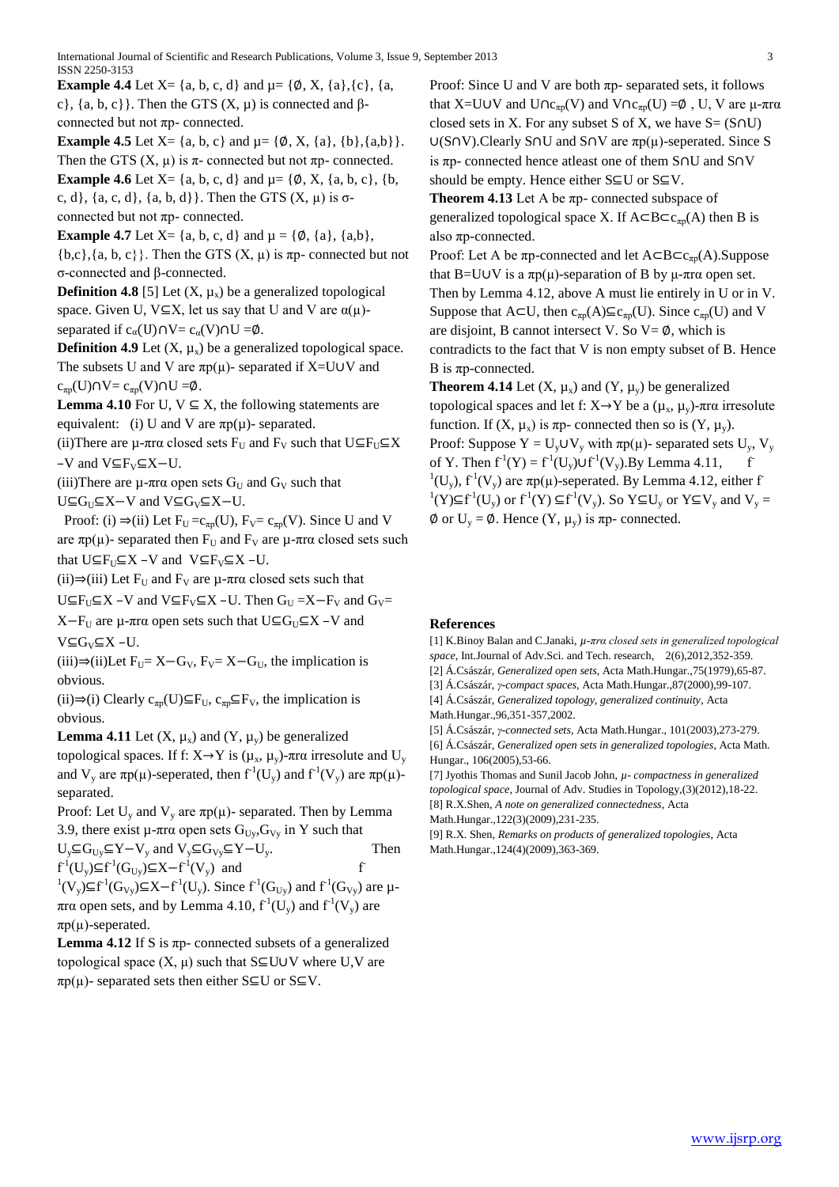**Example 4.4** Let X= {a, b, c, d} and μ= {∅, X, {a},{c}, {a, c}, {a, b, c}}. Then the GTS (X, μ) is connected and β-connected but not πp- connected.

**Example 4.5** Let X= {a, b, c} and μ= {∅, X, {a}, {b},{a,b}}. Then the GTS (X, μ) is π- connected but not πp- connected.

**Example 4.6** Let X= {a, b, c, d} and μ= {∅, X, {a, b, c}, {b, c, d}, {a, c, d}, {a, b, d}}. Then the GTS (X, μ) is σ-connected but not πp- connected.

**Example 4.7** Let X= {a, b, c, d} and μ = {∅, {a}, {a,b}, {b,c},{a, b, c}}. Then the GTS (X, μ) is πp- connected but not σ-connected and β-connected.

**Definition 4.8** [5] Let $(X, \mu_x)$ be a generalized topological space. Given U, V⊆X, let us say that U and V are α(μ)-separated if $c_\alpha(U)\cap V= c_\alpha(V)\cap U =\emptyset$.

**Definition 4.9** Let $(X, \mu_x)$ be a generalized topological space. The subsets U and V are πp(μ)- separated if X=U∪V and $c_{\pi p}(U)\cap V= c_{\pi p}(V)\cap U =\emptyset$.

**Lemma 4.10** For U, V ⊆ X, the following statements are equivalent: (i) U and V are πp(μ)- separated.

(ii)There are μ-πrα closed sets $F_U$ and $F_V$ such that $U\subseteq F_U\subseteq X - V$ and $V\subseteq F_V\subseteq X-U$.

(iii)There are μ-πrα open sets $G_U$ and $G_V$ such that $U\subseteq G_U\subseteq X-V$ and $V\subseteq G_V\subseteq X-U$.

Proof: (i) ⇒(ii) Let $F_U =c_{\pi p}(U)$, $F_V= c_{\pi p}(V)$. Since U and V are πp(μ)- separated then $F_U$ and $F_V$ are μ-πrα closed sets such that $U\subseteq F_U\subseteq X - V$ and $V\subseteq F_V\subseteq X - U$.

(ii)⇒(iii) Let $F_U$ and $F_V$ are μ-πrα closed sets such that $U\subseteq F_U\subseteq X - V$ and $V\subseteq F_V\subseteq X - U$. Then $G_U =X-F_V$ and $G_V= X-F_U$ are μ-πrα open sets such that $U\subseteq G_U\subseteq X - V$ and $V\subseteq G_V\subseteq X - U$.

(iii)⇒(ii)Let $F_U= X-G_V$, $F_V= X-G_U$, the implication is obvious.

(ii)⇒(i) Clearly $c_{\pi p}(U)\subseteq F_U$, $c_{\pi p}\subseteq F_V$, the implication is obvious.

**Lemma 4.11** Let $(X, \mu_x)$ and $(Y, \mu_y)$ be generalized topological spaces. If f: X→Y is $(\mu_x, \mu_y)$-πrα irresolute and $U_y$ and $V_y$ are πp(μ)-seperated, then $f^{-1}(U_y)$ and $f^{-1}(V_y)$ are πp(μ)-separated.

Proof: Let $U_y$ and $V_y$ are πp(μ)- separated. Then by Lemma 3.9, there exist μ-πrα open sets $G_{Uy}$,$G_{Vy}$ in Y such that $U_y\subseteq G_{Uy}\subseteq Y-V_y$ and $V_y\subseteq G_{Vy}\subseteq Y-U_y$. Then $f^{-1}(U_y)\subseteq f^{-1}(G_{Uy})\subseteq X-f^{-1}(V_y)$ and $f^{-1}(V_y)\subseteq f^{-1}(G_{Vy})\subseteq X-f^{-1}(U_y)$. Since $f^{-1}(G_{Uy})$ and $f^{-1}(G_{Vy})$ are μ-πrα open sets, and by Lemma 4.10, $f^{-1}(U_y)$ and $f^{-1}(V_y)$ are πp(μ)-seperated.

**Lemma 4.12** If S is πp- connected subsets of a generalized topological space (X, μ) such that S⊆U∪V where U,V are πp(μ)- separated sets then either S⊆U or S⊆V.

Proof: Since U and V are both πp- separated sets, it follows that X=U∪V and $U\cap c_{\pi p}(V)$ and $V\cap c_{\pi p}(U) =\emptyset$ , U, V are μ-πrα closed sets in X. For any subset S of X, we have S= (S∩U) ∪(S∩V).Clearly S∩U and S∩V are πp(μ)-seperated. Since S is πp- connected hence atleast one of them S∩U and S∩V should be empty. Hence either S⊆U or S⊆V.

**Theorem 4.13** Let A be πp- connected subspace of generalized topological space X. If $A\subset B\subset c_{\pi p}(A)$ then B is also πp-connected.

Proof: Let A be πp-connected and let $A\subset B\subset c_{\pi p}(A)$.Suppose that B=U∪V is a πp(μ)-separation of B by μ-πrα open set. Then by Lemma 4.12, above A must lie entirely in U or in V. Suppose that A⊂U, then $c_{\pi p}(A)\subseteq c_{\pi p}(U)$. Since $c_{\pi p}(U)$ and V are disjoint, B cannot intersect V. So V= ∅, which is contradicts to the fact that V is non empty subset of B. Hence B is πp-connected.

**Theorem 4.14** Let $(X, \mu_x)$ and $(Y, \mu_y)$ be generalized topological spaces and let f: X→Y be a $(\mu_x, \mu_y)$-πrα irresolute function. If $(X, \mu_x)$ is πp- connected then so is $(Y, \mu_y)$.

Proof: Suppose $Y = U_y\cup V_y$ with πp(μ)- separated sets $U_y$, $V_y$ of Y. Then $f^{-1}(Y) = f^{-1}(U_y)\cup f^{-1}(V_y)$.By Lemma 4.11, $f^{-1}(U_y)$, $f^{-1}(V_y)$ are πp(μ)-seperated. By Lemma 4.12, either $f^{-1}(Y)\subseteq f^{-1}(U_y)$ or $f^{-1}(Y) \subseteq f^{-1}(V_y)$. So $Y\subseteq U_y$ or $Y\subseteq V_y$ and $V_y = \emptyset$ or $U_y = \emptyset$. Hence $(Y, \mu_y)$ is πp- connected.

## References

[1] K.Binoy Balan and C.Janaki, *μ-πrα closed sets in generalized topological space*, Int.Journal of Adv.Sci. and Tech. research, 2(6),2012,352-359.

[2] Á.Császár, *Generalized open sets*, Acta Math.Hungar.,75(1979),65-87.

[3] Á.Császár, *γ-compact spaces*, Acta Math.Hungar.,87(2000),99-107.

[4] Á.Császár, *Generalized topology, generalized continuity*, Acta Math.Hungar.,96,351-357,2002.

[5] Á.Császár, *γ-connected sets*, Acta Math.Hungar., 101(2003),273-279.

[6] Á.Császár, *Generalized open sets in generalized topologies*, Acta Math. Hungar., 106(2005),53-66.

[7] Jyothis Thomas and Sunil Jacob John, *μ- compactness in generalized topological space*, Journal of Adv. Studies in Topology,(3)(2012),18-22.

[8] R.X.Shen, *A note on generalized connectedness*, Acta Math.Hungar.,122(3)(2009),231-235.

[9] R.X. Shen, *Remarks on products of generalized topologies*, Acta Math.Hungar.,124(4)(2009),363-369.